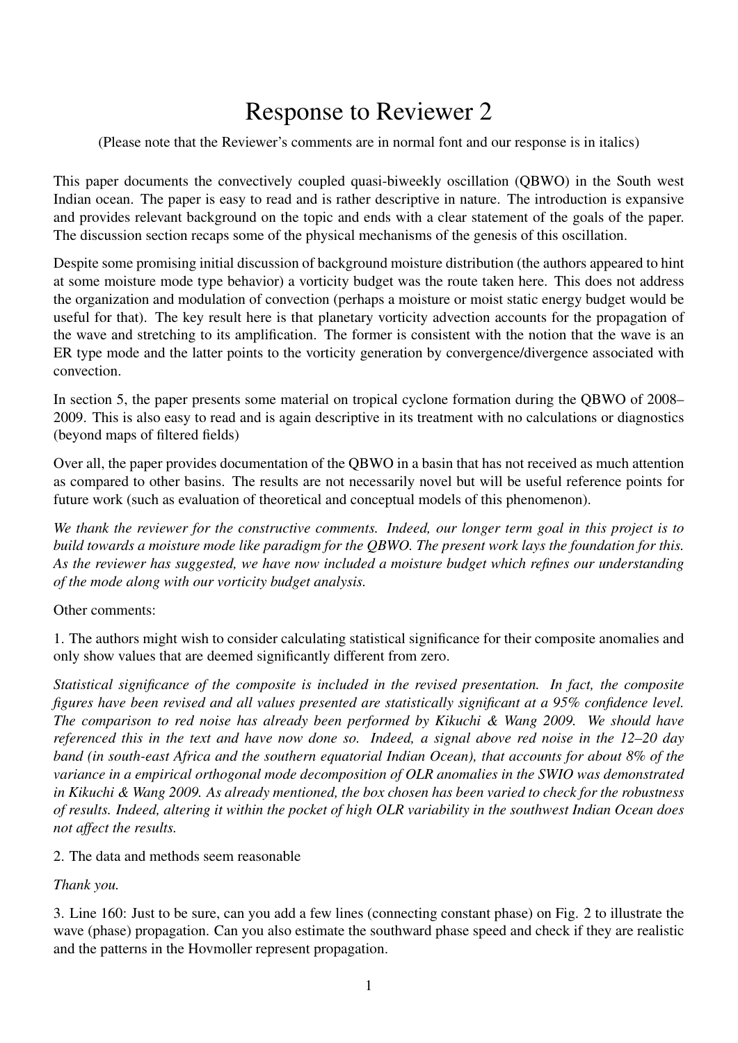# Response to Reviewer 2

(Please note that the Reviewer's comments are in normal font and our response is in italics)

This paper documents the convectively coupled quasi-biweekly oscillation (QBWO) in the South west Indian ocean. The paper is easy to read and is rather descriptive in nature. The introduction is expansive and provides relevant background on the topic and ends with a clear statement of the goals of the paper. The discussion section recaps some of the physical mechanisms of the genesis of this oscillation.

Despite some promising initial discussion of background moisture distribution (the authors appeared to hint at some moisture mode type behavior) a vorticity budget was the route taken here. This does not address the organization and modulation of convection (perhaps a moisture or moist static energy budget would be useful for that). The key result here is that planetary vorticity advection accounts for the propagation of the wave and stretching to its amplification. The former is consistent with the notion that the wave is an ER type mode and the latter points to the vorticity generation by convergence/divergence associated with convection.

In section 5, the paper presents some material on tropical cyclone formation during the QBWO of 2008–2009. This is also easy to read and is again descriptive in its treatment with no calculations or diagnostics (beyond maps of filtered fields)

Over all, the paper provides documentation of the QBWO in a basin that has not received as much attention as compared to other basins. The results are not necessarily novel but will be useful reference points for future work (such as evaluation of theoretical and conceptual models of this phenomenon).

*We thank the reviewer for the constructive comments. Indeed, our longer term goal in this project is to build towards a moisture mode like paradigm for the QBWO. The present work lays the foundation for this. As the reviewer has suggested, we have now included a moisture budget which refines our understanding of the mode along with our vorticity budget analysis.*

Other comments:

1. The authors might wish to consider calculating statistical significance for their composite anomalies and only show values that are deemed significantly different from zero.

*Statistical significance of the composite is included in the revised presentation. In fact, the composite figures have been revised and all values presented are statistically significant at a 95% confidence level. The comparison to red noise has already been performed by Kikuchi & Wang 2009. We should have referenced this in the text and have now done so. Indeed, a signal above red noise in the 12–20 day band (in south-east Africa and the southern equatorial Indian Ocean), that accounts for about 8% of the variance in a empirical orthogonal mode decomposition of OLR anomalies in the SWIO was demonstrated in Kikuchi & Wang 2009. As already mentioned, the box chosen has been varied to check for the robustness of results. Indeed, altering it within the pocket of high OLR variability in the southwest Indian Ocean does not affect the results.*

2. The data and methods seem reasonable

*Thank you.*

3. Line 160: Just to be sure, can you add a few lines (connecting constant phase) on Fig. 2 to illustrate the wave (phase) propagation. Can you also estimate the southward phase speed and check if they are realistic and the patterns in the Hovmoller represent propagation.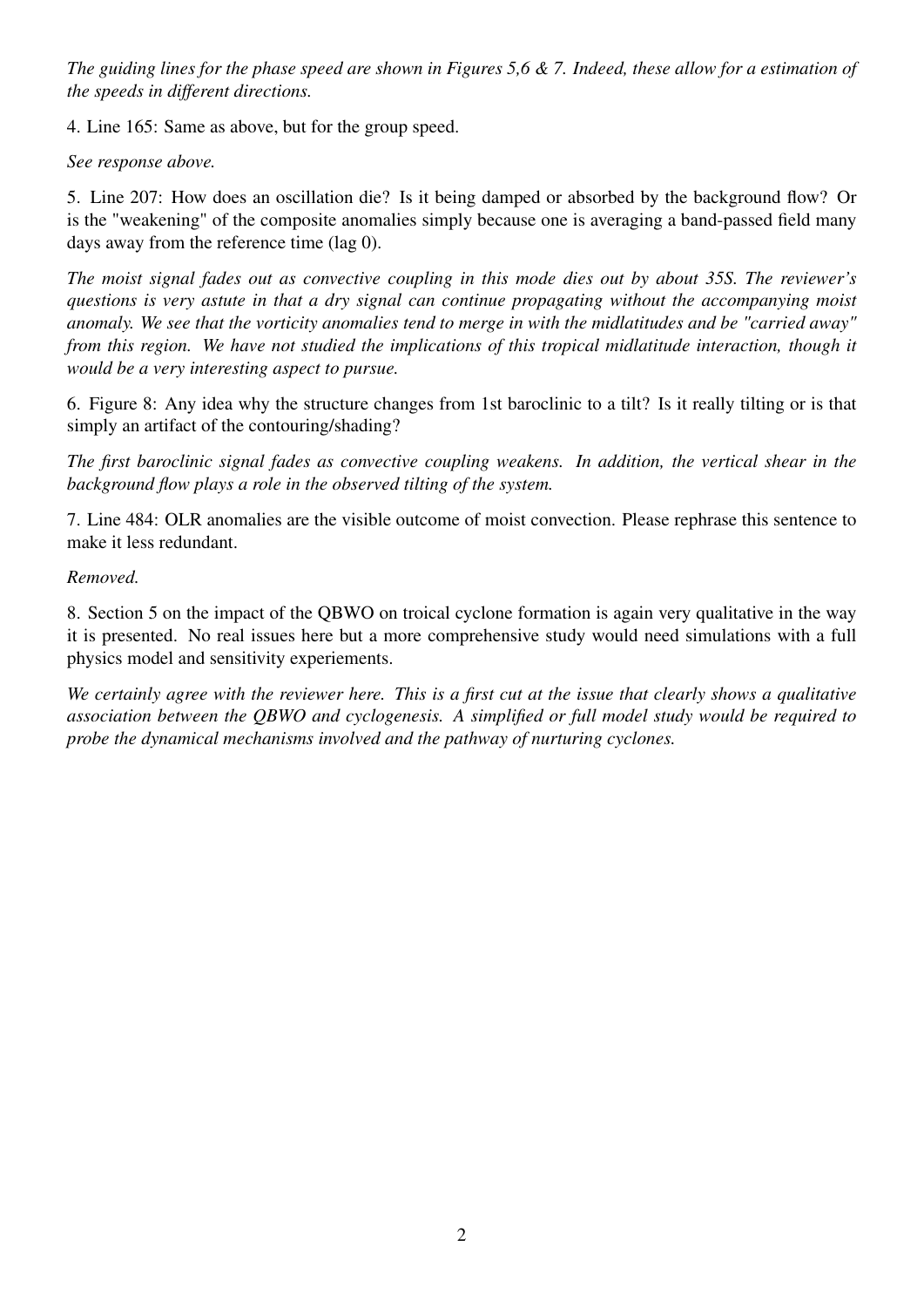*The guiding lines for the phase speed are shown in Figures 5,6 & 7. Indeed, these allow for a estimation of the speeds in different directions.*

4. Line 165: Same as above, but for the group speed.

*See response above.*

5. Line 207: How does an oscillation die? Is it being damped or absorbed by the background flow? Or is the "weakening" of the composite anomalies simply because one is averaging a band-passed field many days away from the reference time (lag 0).

*The moist signal fades out as convective coupling in this mode dies out by about 35S. The reviewer's questions is very astute in that a dry signal can continue propagating without the accompanying moist anomaly. We see that the vorticity anomalies tend to merge in with the midlatitudes and be "carried away" from this region. We have not studied the implications of this tropical midlatitude interaction, though it would be a very interesting aspect to pursue.*

6. Figure 8: Any idea why the structure changes from 1st baroclinic to a tilt? Is it really tilting or is that simply an artifact of the contouring/shading?

*The first baroclinic signal fades as convective coupling weakens. In addition, the vertical shear in the background flow plays a role in the observed tilting of the system.*

7. Line 484: OLR anomalies are the visible outcome of moist convection. Please rephrase this sentence to make it less redundant.

*Removed.*

8. Section 5 on the impact of the QBWO on troical cyclone formation is again very qualitative in the way it is presented. No real issues here but a more comprehensive study would need simulations with a full physics model and sensitivity experiements.

*We certainly agree with the reviewer here. This is a first cut at the issue that clearly shows a qualitative association between the QBWO and cyclogenesis. A simplified or full model study would be required to probe the dynamical mechanisms involved and the pathway of nurturing cyclones.*